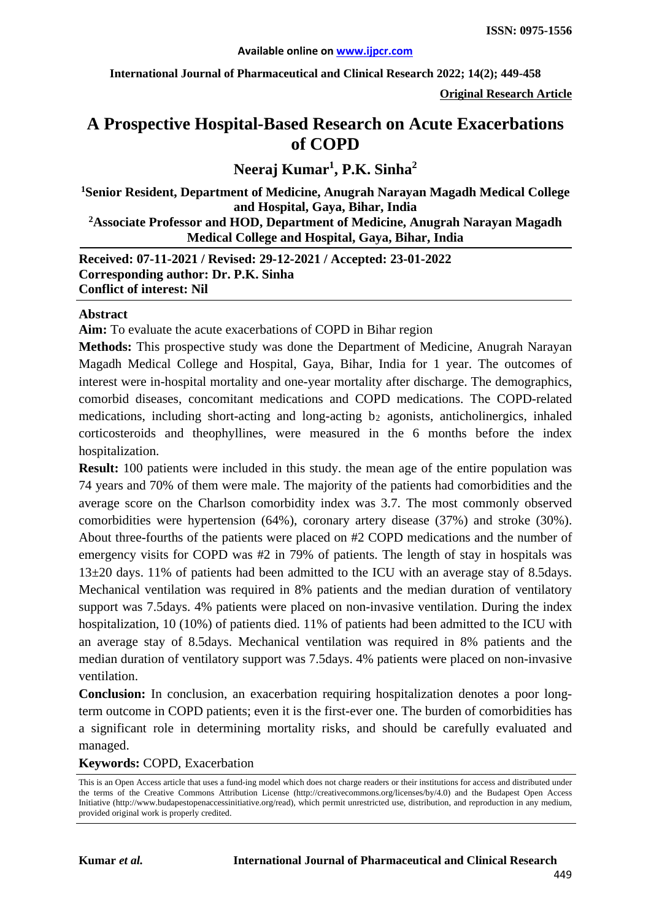**ISSN: 0975-1556**

Available online on www.ijpcr.com

**Original Research Article**

# A Prospective Hospital-Based Research on Acute Exacerbations of COPD

## Neeraj Kumar[1], P.K. Sinha[2]

**[1]Senior Resident, Department of Medicine, Anugrah Narayan Magadh Medical College and Hospital, Gaya, Bihar, India**
**[2]Associate Professor and HOD, Department of Medicine, Anugrah Narayan Magadh Medical College and Hospital, Gaya, Bihar, India**

**Received: 07-11-2021 / Revised: 29-12-2021 / Accepted: 23-01-2022**
**Corresponding author: Dr. P.K. Sinha**
**Conflict of interest: Nil**

**Abstract**

**Aim:** To evaluate the acute exacerbations of COPD in Bihar region

**Methods:** This prospective study was done the Department of Medicine, Anugrah Narayan Magadh Medical College and Hospital, Gaya, Bihar, India for 1 year. The outcomes of interest were in-hospital mortality and one-year mortality after discharge. The demographics, comorbid diseases, concomitant medications and COPD medications. The COPD-related medications, including short-acting and long-acting $b_2$ agonists, anticholinergics, inhaled corticosteroids and theophyllines, were measured in the 6 months before the index hospitalization.

**Result:** 100 patients were included in this study. the mean age of the entire population was 74 years and 70% of them were male. The majority of the patients had comorbidities and the average score on the Charlson comorbidity index was 3.7. The most commonly observed comorbidities were hypertension (64%), coronary artery disease (37%) and stroke (30%). About three-fourths of the patients were placed on #2 COPD medications and the number of emergency visits for COPD was #2 in 79% of patients. The length of stay in hospitals was 13±20 days. 11% of patients had been admitted to the ICU with an average stay of 8.5days. Mechanical ventilation was required in 8% patients and the median duration of ventilatory support was 7.5days. 4% patients were placed on non-invasive ventilation. During the index hospitalization, 10 (10%) of patients died. 11% of patients had been admitted to the ICU with an average stay of 8.5days. Mechanical ventilation was required in 8% patients and the median duration of ventilatory support was 7.5days. 4% patients were placed on non-invasive ventilation.

**Conclusion:** In conclusion, an exacerbation requiring hospitalization denotes a poor long-term outcome in COPD patients; even it is the first-ever one. The burden of comorbidities has a significant role in determining mortality risks, and should be carefully evaluated and managed.

**Keywords:** COPD, Exacerbation

This is an Open Access article that uses a fund-ing model which does not charge readers or their institutions for access and distributed under the terms of the Creative Commons Attribution License (http://creativecommons.org/licenses/by/4.0) and the Budapest Open Access Initiative (http://www.budapestopenaccessinitiative.org/read), which permit unrestricted use, distribution, and reproduction in any medium, provided original work is properly credited.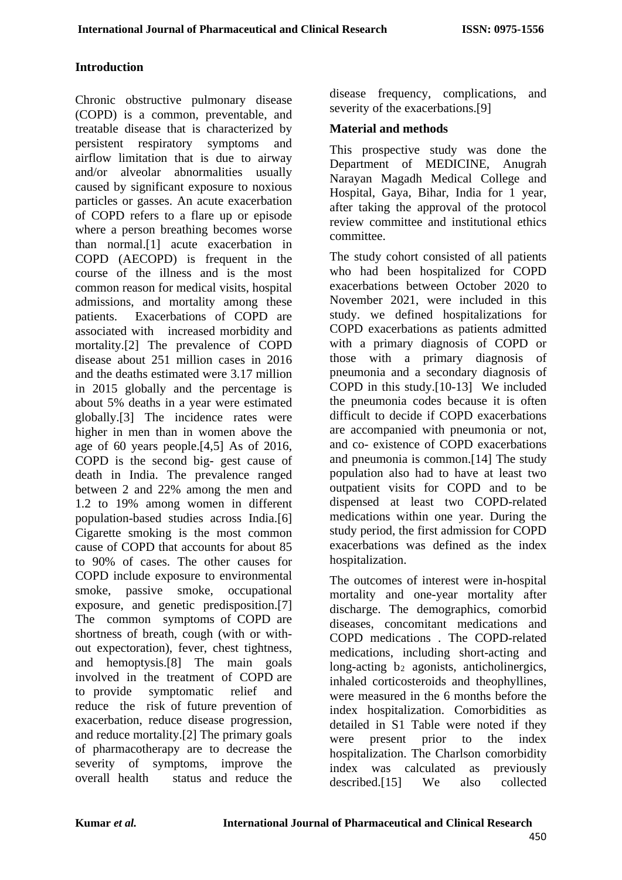## Introduction

Chronic obstructive pulmonary disease (COPD) is a common, preventable, and treatable disease that is characterized by persistent respiratory symptoms and airflow limitation that is due to airway and/or alveolar abnormalities usually caused by significant exposure to noxious particles or gasses. An acute exacerbation of COPD refers to a flare up or episode where a person breathing becomes worse than normal.[1] acute exacerbation in COPD (AECOPD) is frequent in the course of the illness and is the most common reason for medical visits, hospital admissions, and mortality among these patients. Exacerbations of COPD are associated with increased morbidity and mortality.[2] The prevalence of COPD disease about 251 million cases in 2016 and the deaths estimated were 3.17 million in 2015 globally and the percentage is about 5% deaths in a year were estimated globally.[3] The incidence rates were higher in men than in women above the age of 60 years people.[4,5] As of 2016, COPD is the second big- gest cause of death in India. The prevalence ranged between 2 and 22% among the men and 1.2 to 19% among women in different population-based studies across India.[6] Cigarette smoking is the most common cause of COPD that accounts for about 85 to 90% of cases. The other causes for COPD include exposure to environmental smoke, passive smoke, occupational exposure, and genetic predisposition.[7] The common symptoms of COPD are shortness of breath, cough (with or with- out expectoration), fever, chest tightness, and hemoptysis.[8] The main goals involved in the treatment of COPD are to provide symptomatic relief and reduce the risk of future prevention of exacerbation, reduce disease progression, and reduce mortality.[2] The primary goals of pharmacotherapy are to decrease the severity of symptoms, improve the overall health status and reduce the disease frequency, complications, and severity of the exacerbations.[9]

## Material and methods

This prospective study was done the Department of MEDICINE, Anugrah Narayan Magadh Medical College and Hospital, Gaya, Bihar, India for 1 year, after taking the approval of the protocol review committee and institutional ethics committee.

The study cohort consisted of all patients who had been hospitalized for COPD exacerbations between October 2020 to November 2021, were included in this study. we defined hospitalizations for COPD exacerbations as patients admitted with a primary diagnosis of COPD or those with a primary diagnosis of pneumonia and a secondary diagnosis of COPD in this study.[10-13] We included the pneumonia codes because it is often difficult to decide if COPD exacerbations are accompanied with pneumonia or not, and co- existence of COPD exacerbations and pneumonia is common.[14] The study population also had to have at least two outpatient visits for COPD and to be dispensed at least two COPD-related medications within one year. During the study period, the first admission for COPD exacerbations was defined as the index hospitalization.

The outcomes of interest were in-hospital mortality and one-year mortality after discharge. The demographics, comorbid diseases, concomitant medications and COPD medications . The COPD-related medications, including short-acting and long-acting $b_2$ agonists, anticholinergics, inhaled corticosteroids and theophyllines, were measured in the 6 months before the index hospitalization. Comorbidities as detailed in S1 Table were noted if they were present prior to the index hospitalization. The Charlson comorbidity index was calculated as previously described.[15] We also collected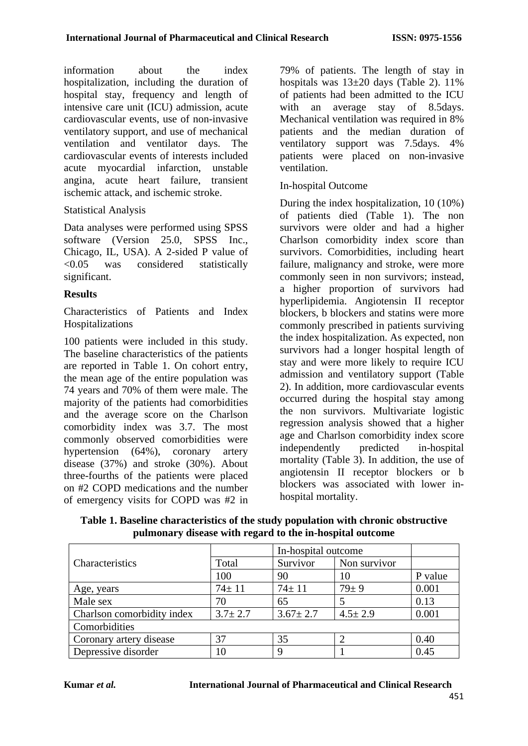information about the index hospitalization, including the duration of hospital stay, frequency and length of intensive care unit (ICU) admission, acute cardiovascular events, use of non-invasive ventilatory support, and use of mechanical ventilation and ventilator days. The cardiovascular events of interests included acute myocardial infarction, unstable angina, acute heart failure, transient ischemic attack, and ischemic stroke.

Statistical Analysis

Data analyses were performed using SPSS software (Version 25.0, SPSS Inc., Chicago, IL, USA). A 2-sided P value of <0.05 was considered statistically significant.

## Results

Characteristics of Patients and Index Hospitalizations

100 patients were included in this study. The baseline characteristics of the patients are reported in Table 1. On cohort entry, the mean age of the entire population was 74 years and 70% of them were male. The majority of the patients had comorbidities and the average score on the Charlson comorbidity index was 3.7. The most commonly observed comorbidities were hypertension (64%), coronary artery disease (37%) and stroke (30%). About three-fourths of the patients were placed on #2 COPD medications and the number of emergency visits for COPD was #2 in 79% of patients. The length of stay in hospitals was 13±20 days (Table 2). 11% of patients had been admitted to the ICU with an average stay of 8.5days. Mechanical ventilation was required in 8% patients and the median duration of ventilatory support was 7.5days. 4% patients were placed on non-invasive ventilation.

In-hospital Outcome

During the index hospitalization, 10 (10%) of patients died (Table 1). The non survivors were older and had a higher Charlson comorbidity index score than survivors. Comorbidities, including heart failure, malignancy and stroke, were more commonly seen in non survivors; instead, a higher proportion of survivors had hyperlipidemia. Angiotensin II receptor blockers, b blockers and statins were more commonly prescribed in patients surviving the index hospitalization. As expected, non survivors had a longer hospital length of stay and were more likely to require ICU admission and ventilatory support (Table 2). In addition, more cardiovascular events occurred during the hospital stay among the non survivors. Multivariate logistic regression analysis showed that a higher age and Charlson comorbidity index score independently predicted in-hospital mortality (Table 3). In addition, the use of angiotensin II receptor blockers or b blockers was associated with lower in-hospital mortality.

**Table 1. Baseline characteristics of the study population with chronic obstructive pulmonary disease with regard to the in-hospital outcome**

| Characteristics | | In-hospital outcome | | |
|---|---|---|---|---|
| | Total | Survivor | Non survivor | |
| | 100 | 90 | 10 | P value |
| Age, years | 74± 11 | 74± 11 | 79± 9 | 0.001 |
| Male sex | 70 | 65 | 5 | 0.13 |
| Charlson comorbidity index | 3.7± 2.7 | 3.67± 2.7 | 4.5± 2.9 | 0.001 |
| Comorbidities | | | | |
| Coronary artery disease | 37 | 35 | 2 | 0.40 |
| Depressive disorder | 10 | 9 | 1 | 0.45 |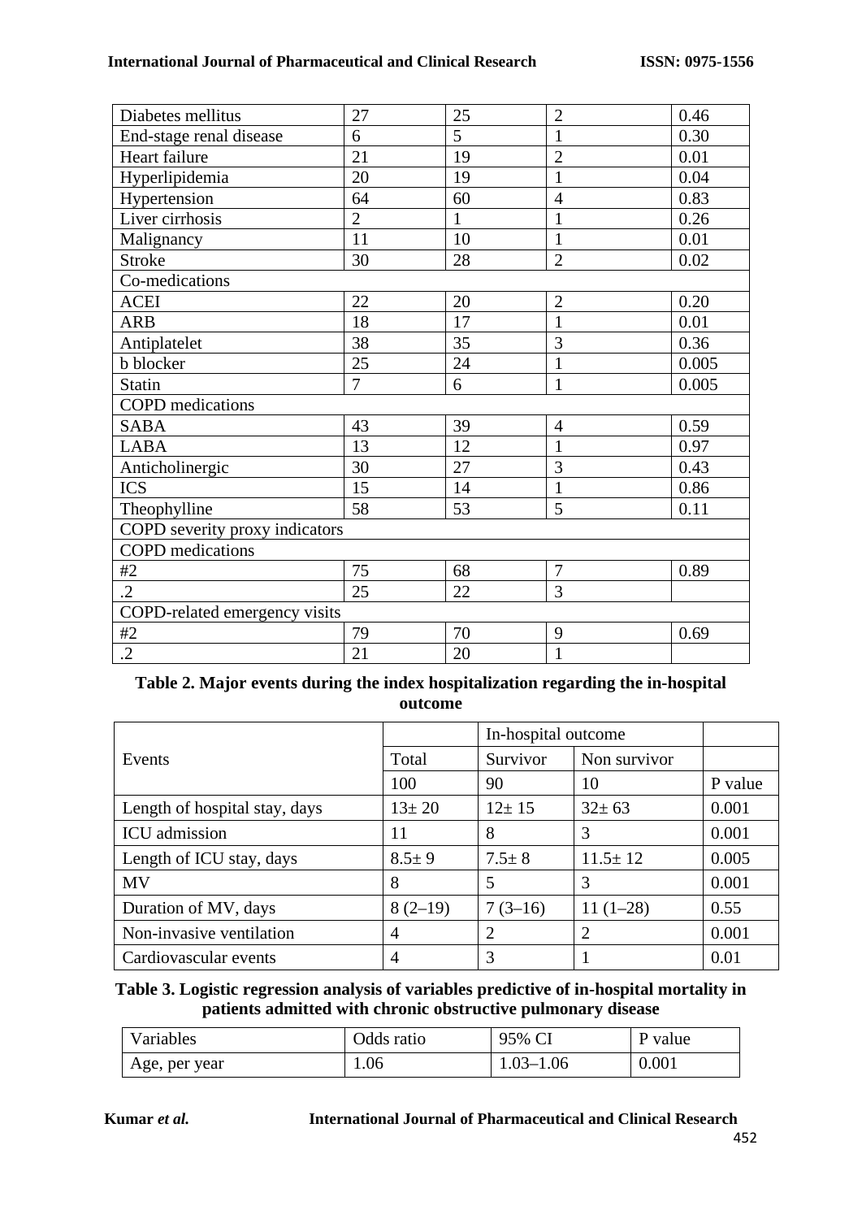| | | | | |
|---|---|---|---|---|
| Diabetes mellitus | 27 | 25 | 2 | 0.46 |
| End-stage renal disease | 6 | 5 | 1 | 0.30 |
| Heart failure | 21 | 19 | 2 | 0.01 |
| Hyperlipidemia | 20 | 19 | 1 | 0.04 |
| Hypertension | 64 | 60 | 4 | 0.83 |
| Liver cirrhosis | 2 | 1 | 1 | 0.26 |
| Malignancy | 11 | 10 | 1 | 0.01 |
| Stroke | 30 | 28 | 2 | 0.02 |
| Co-medications | | | | |
| ACEI | 22 | 20 | 2 | 0.20 |
| ARB | 18 | 17 | 1 | 0.01 |
| Antiplatelet | 38 | 35 | 3 | 0.36 |
| b blocker | 25 | 24 | 1 | 0.005 |
| Statin | 7 | 6 | 1 | 0.005 |
| COPD medications | | | | |
| SABA | 43 | 39 | 4 | 0.59 |
| LABA | 13 | 12 | 1 | 0.97 |
| Anticholinergic | 30 | 27 | 3 | 0.43 |
| ICS | 15 | 14 | 1 | 0.86 |
| Theophylline | 58 | 53 | 5 | 0.11 |
| COPD severity proxy indicators | | | | |
| COPD medications | | | | |
| #2 | 75 | 68 | 7 | 0.89 |
| .2 | 25 | 22 | 3 | |
| COPD-related emergency visits | | | | |
| #2 | 79 | 70 | 9 | 0.69 |
| .2 | 21 | 20 | 1 | |

**Table 2. Major events during the index hospitalization regarding the in-hospital outcome**

| Events | | In-hospital outcome | | |
|---|---|---|---|---|
| | Total | Survivor | Non survivor | |
| | 100 | 90 | 10 | P value |
| Length of hospital stay, days | 13± 20 | 12± 15 | 32± 63 | 0.001 |
| ICU admission | 11 | 8 | 3 | 0.001 |
| Length of ICU stay, days | 8.5± 9 | 7.5± 8 | 11.5± 12 | 0.005 |
| MV | 8 | 5 | 3 | 0.001 |
| Duration of MV, days | 8 (2–19) | 7 (3–16) | 11 (1–28) | 0.55 |
| Non-invasive ventilation | 4 | 2 | 2 | 0.001 |
| Cardiovascular events | 4 | 3 | 1 | 0.01 |

**Table 3. Logistic regression analysis of variables predictive of in-hospital mortality in patients admitted with chronic obstructive pulmonary disease**

| Variables | Odds ratio | 95% CI | P value |
|---|---|---|---|
| Age, per year | 1.06 | 1.03–1.06 | 0.001 |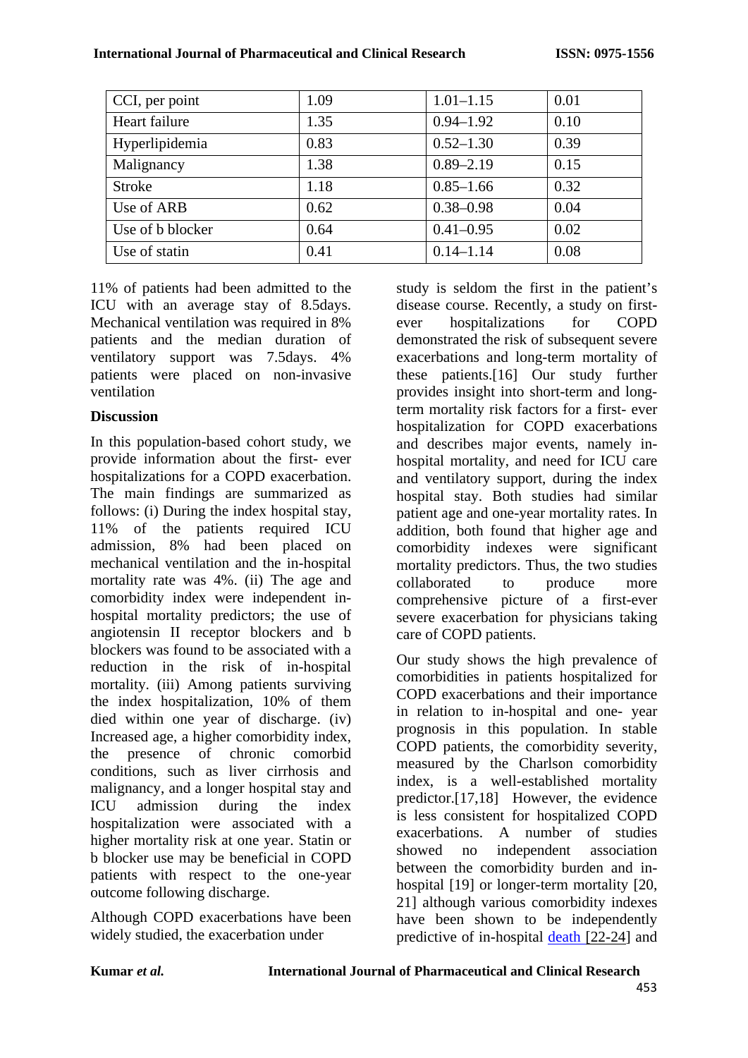| CCI, per point | 1.09 | 1.01–1.15 | 0.01 |
|---|---|---|---|
| Heart failure | 1.35 | 0.94–1.92 | 0.10 |
| Hyperlipidemia | 0.83 | 0.52–1.30 | 0.39 |
| Malignancy | 1.38 | 0.89–2.19 | 0.15 |
| Stroke | 1.18 | 0.85–1.66 | 0.32 |
| Use of ARB | 0.62 | 0.38–0.98 | 0.04 |
| Use of b blocker | 0.64 | 0.41–0.95 | 0.02 |
| Use of statin | 0.41 | 0.14–1.14 | 0.08 |

11% of patients had been admitted to the ICU with an average stay of 8.5days. Mechanical ventilation was required in 8% patients and the median duration of ventilatory support was 7.5days. 4% patients were placed on non-invasive ventilation

## Discussion

In this population-based cohort study, we provide information about the first- ever hospitalizations for a COPD exacerbation. The main findings are summarized as follows: (i) During the index hospital stay, 11% of the patients required ICU admission, 8% had been placed on mechanical ventilation and the in-hospital mortality rate was 4%. (ii) The age and comorbidity index were independent in-hospital mortality predictors; the use of angiotensin II receptor blockers and b blockers was found to be associated with a reduction in the risk of in-hospital mortality. (iii) Among patients surviving the index hospitalization, 10% of them died within one year of discharge. (iv) Increased age, a higher comorbidity index, the presence of chronic comorbid conditions, such as liver cirrhosis and malignancy, and a longer hospital stay and ICU admission during the index hospitalization were associated with a higher mortality risk at one year. Statin or b blocker use may be beneficial in COPD patients with respect to the one-year outcome following discharge.

Although COPD exacerbations have been widely studied, the exacerbation under study is seldom the first in the patient's disease course. Recently, a study on first-ever hospitalizations for COPD demonstrated the risk of subsequent severe exacerbations and long-term mortality of these patients.[16] Our study further provides insight into short-term and long-term mortality risk factors for a first- ever hospitalization for COPD exacerbations and describes major events, namely in-hospital mortality, and need for ICU care and ventilatory support, during the index hospital stay. Both studies had similar patient age and one-year mortality rates. In addition, both found that higher age and comorbidity indexes were significant mortality predictors. Thus, the two studies collaborated to produce more comprehensive picture of a first-ever severe exacerbation for physicians taking care of COPD patients.

Our study shows the high prevalence of comorbidities in patients hospitalized for COPD exacerbations and their importance in relation to in-hospital and one- year prognosis in this population. In stable COPD patients, the comorbidity severity, measured by the Charlson comorbidity index, is a well-established mortality predictor.[17,18] However, the evidence is less consistent for hospitalized COPD exacerbations. A number of studies showed no independent association between the comorbidity burden and in-hospital [19] or longer-term mortality [20, 21] although various comorbidity indexes have been shown to be independently predictive of in-hospital death [22-24] and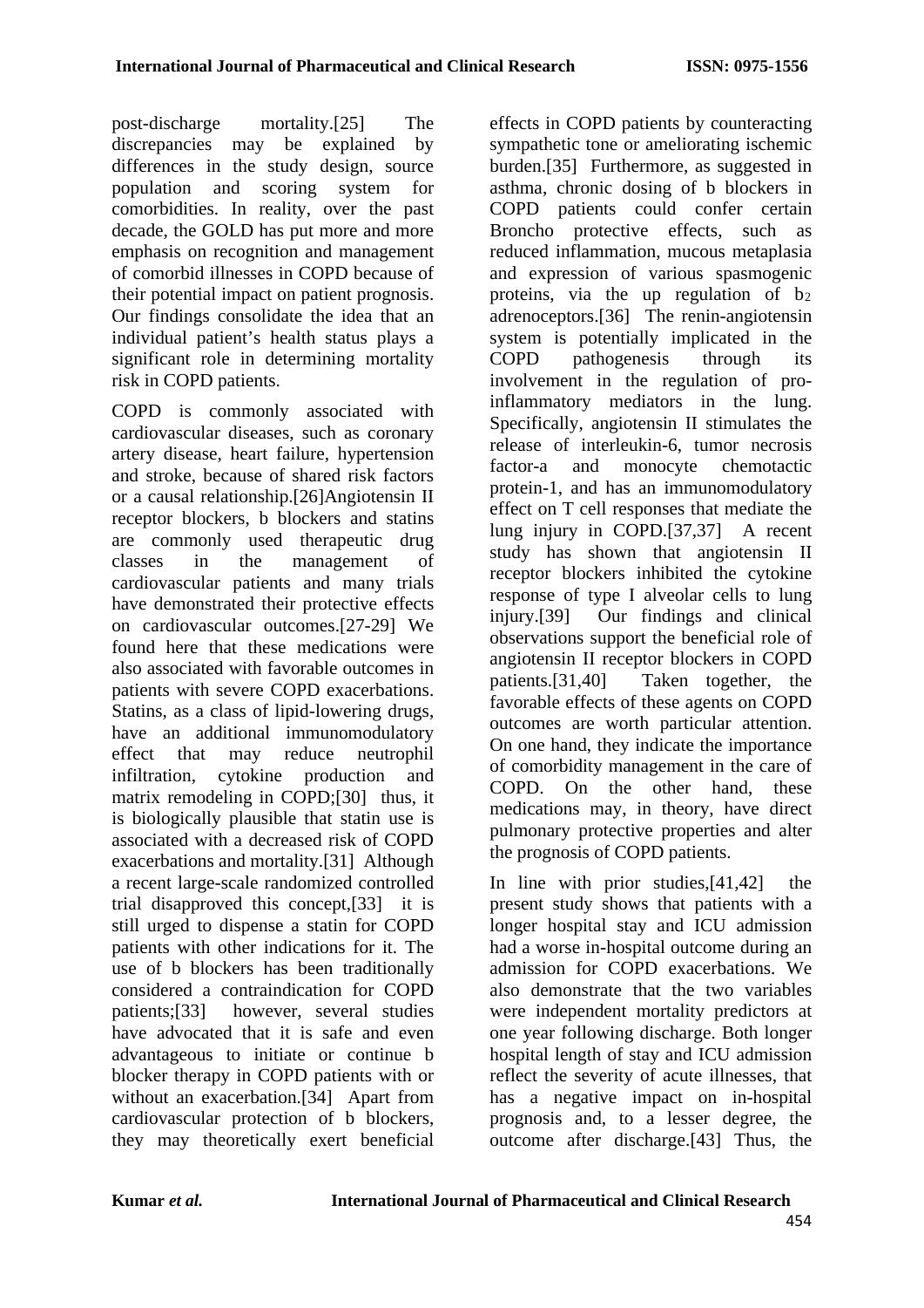post-discharge mortality.[25] The discrepancies may be explained by differences in the study design, source population and scoring system for comorbidities. In reality, over the past decade, the GOLD has put more and more emphasis on recognition and management of comorbid illnesses in COPD because of their potential impact on patient prognosis. Our findings consolidate the idea that an individual patient's health status plays a significant role in determining mortality risk in COPD patients.

COPD is commonly associated with cardiovascular diseases, such as coronary artery disease, heart failure, hypertension and stroke, because of shared risk factors or a causal relationship.[26]Angiotensin II receptor blockers, b blockers and statins are commonly used therapeutic drug classes in the management of cardiovascular patients and many trials have demonstrated their protective effects on cardiovascular outcomes.[27-29] We found here that these medications were also associated with favorable outcomes in patients with severe COPD exacerbations. Statins, as a class of lipid-lowering drugs, have an additional immunomodulatory effect that may reduce neutrophil infiltration, cytokine production and matrix remodeling in COPD;[30] thus, it is biologically plausible that statin use is associated with a decreased risk of COPD exacerbations and mortality.[31] Although a recent large-scale randomized controlled trial disapproved this concept,[33] it is still urged to dispense a statin for COPD patients with other indications for it. The use of b blockers has been traditionally considered a contraindication for COPD patients;[33] however, several studies have advocated that it is safe and even advantageous to initiate or continue b blocker therapy in COPD patients with or without an exacerbation.[34] Apart from cardiovascular protection of b blockers, they may theoretically exert beneficial effects in COPD patients by counteracting sympathetic tone or ameliorating ischemic burden.[35] Furthermore, as suggested in asthma, chronic dosing of b blockers in COPD patients could confer certain Broncho protective effects, such as reduced inflammation, mucous metaplasia and expression of various spasmogenic proteins, via the up regulation of $b_2$ adrenoceptors.[36] The renin-angiotensin system is potentially implicated in the COPD pathogenesis through its involvement in the regulation of pro-inflammatory mediators in the lung. Specifically, angiotensin II stimulates the release of interleukin-6, tumor necrosis factor-a and monocyte chemotactic protein-1, and has an immunomodulatory effect on T cell responses that mediate the lung injury in COPD.[37,37] A recent study has shown that angiotensin II receptor blockers inhibited the cytokine response of type I alveolar cells to lung injury.[39] Our findings and clinical observations support the beneficial role of angiotensin II receptor blockers in COPD patients.[31,40] Taken together, the favorable effects of these agents on COPD outcomes are worth particular attention. On one hand, they indicate the importance of comorbidity management in the care of COPD. On the other hand, these medications may, in theory, have direct pulmonary protective properties and alter the prognosis of COPD patients.

In line with prior studies,[41,42] the present study shows that patients with a longer hospital stay and ICU admission had a worse in-hospital outcome during an admission for COPD exacerbations. We also demonstrate that the two variables were independent mortality predictors at one year following discharge. Both longer hospital length of stay and ICU admission reflect the severity of acute illnesses, that has a negative impact on in-hospital prognosis and, to a lesser degree, the outcome after discharge.[43] Thus, the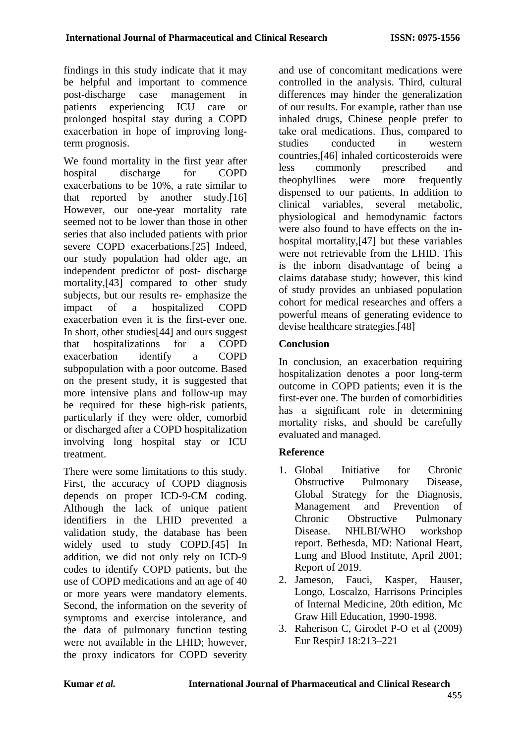findings in this study indicate that it may be helpful and important to commence post-discharge case management in patients experiencing ICU care or prolonged hospital stay during a COPD exacerbation in hope of improving long-term prognosis.

We found mortality in the first year after hospital discharge for COPD exacerbations to be 10%, a rate similar to that reported by another study.[16] However, our one-year mortality rate seemed not to be lower than those in other series that also included patients with prior severe COPD exacerbations.[25] Indeed, our study population had older age, an independent predictor of post- discharge mortality,[43] compared to other study subjects, but our results re- emphasize the impact of a hospitalized COPD exacerbation even it is the first-ever one. In short, other studies[44] and ours suggest that hospitalizations for a COPD exacerbation identify a COPD subpopulation with a poor outcome. Based on the present study, it is suggested that more intensive plans and follow-up may be required for these high-risk patients, particularly if they were older, comorbid or discharged after a COPD hospitalization involving long hospital stay or ICU treatment.

There were some limitations to this study. First, the accuracy of COPD diagnosis depends on proper ICD-9-CM coding. Although the lack of unique patient identifiers in the LHID prevented a validation study, the database has been widely used to study COPD.[45] In addition, we did not only rely on ICD-9 codes to identify COPD patients, but the use of COPD medications and an age of 40 or more years were mandatory elements. Second, the information on the severity of symptoms and exercise intolerance, and the data of pulmonary function testing were not available in the LHID; however, the proxy indicators for COPD severity and use of concomitant medications were controlled in the analysis. Third, cultural differences may hinder the generalization of our results. For example, rather than use inhaled drugs, Chinese people prefer to take oral medications. Thus, compared to studies conducted in western countries,[46] inhaled corticosteroids were less commonly prescribed and theophyllines were more frequently dispensed to our patients. In addition to clinical variables, several metabolic, physiological and hemodynamic factors were also found to have effects on the in-hospital mortality,[47] but these variables were not retrievable from the LHID. This is the inborn disadvantage of being a claims database study; however, this kind of study provides an unbiased population cohort for medical researches and offers a powerful means of generating evidence to devise healthcare strategies.[48]

## Conclusion

In conclusion, an exacerbation requiring hospitalization denotes a poor long-term outcome in COPD patients; even it is the first-ever one. The burden of comorbidities has a significant role in determining mortality risks, and should be carefully evaluated and managed.

## Reference

1. Global Initiative for Chronic Obstructive Pulmonary Disease, Global Strategy for the Diagnosis, Management and Prevention of Chronic Obstructive Pulmonary Disease. NHLBI/WHO workshop report. Bethesda, MD: National Heart, Lung and Blood Institute, April 2001; Report of 2019.
2. Jameson, Fauci, Kasper, Hauser, Longo, Loscalzo, Harrisons Principles of Internal Medicine, 20th edition, Mc Graw Hill Education, 1990-1998.
3. Raherison C, Girodet P-O et al (2009) Eur RespirJ 18:213–221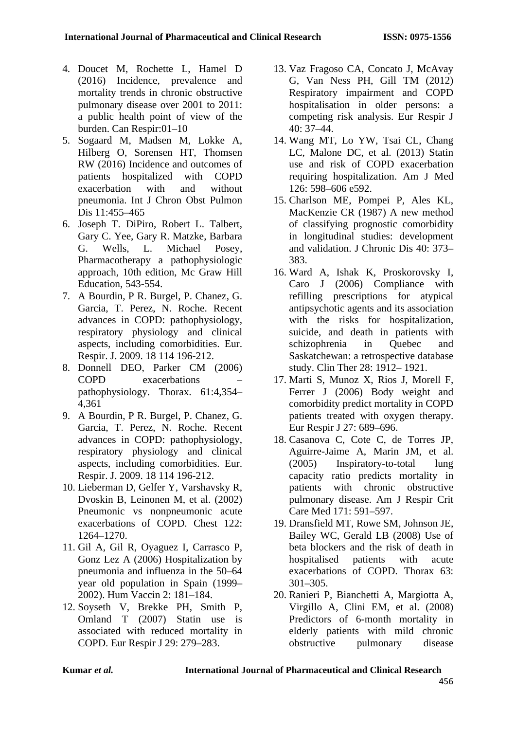4. Doucet M, Rochette L, Hamel D (2016) Incidence, prevalence and mortality trends in chronic obstructive pulmonary disease over 2001 to 2011: a public health point of view of the burden. Can Respir:01–10
5. Sogaard M, Madsen M, Lokke A, Hilberg O, Sorensen HT, Thomsen RW (2016) Incidence and outcomes of patients hospitalized with COPD exacerbation with and without pneumonia. Int J Chron Obst Pulmon Dis 11:455–465
6. Joseph T. DiPiro, Robert L. Talbert, Gary C. Yee, Gary R. Matzke, Barbara G. Wells, L. Michael Posey, Pharmacotherapy a pathophysiologic approach, 10th edition, Mc Graw Hill Education, 543-554.
7. A Bourdin, P R. Burgel, P. Chanez, G. Garcia, T. Perez, N. Roche. Recent advances in COPD: pathophysiology, respiratory physiology and clinical aspects, including comorbidities. Eur. Respir. J. 2009. 18 114 196-212.
8. Donnell DEO, Parker CM (2006) COPD exacerbations – pathophysiology. Thorax. 61:4,354–4,361
9. A Bourdin, P R. Burgel, P. Chanez, G. Garcia, T. Perez, N. Roche. Recent advances in COPD: pathophysiology, respiratory physiology and clinical aspects, including comorbidities. Eur. Respir. J. 2009. 18 114 196-212.
10. Lieberman D, Gelfer Y, Varshavsky R, Dvoskin B, Leinonen M, et al. (2002) Pneumonic vs nonpneumonic acute exacerbations of COPD. Chest 122: 1264–1270.
11. Gil A, Gil R, Oyaguez I, Carrasco P, Gonz Lez A (2006) Hospitalization by pneumonia and influenza in the 50–64 year old population in Spain (1999–2002). Hum Vaccin 2: 181–184.
12. Soyseth V, Brekke PH, Smith P, Omland T (2007) Statin use is associated with reduced mortality in COPD. Eur Respir J 29: 279–283.
13. Vaz Fragoso CA, Concato J, McAvay G, Van Ness PH, Gill TM (2012) Respiratory impairment and COPD hospitalisation in older persons: a competing risk analysis. Eur Respir J 40: 37–44.
14. Wang MT, Lo YW, Tsai CL, Chang LC, Malone DC, et al. (2013) Statin use and risk of COPD exacerbation requiring hospitalization. Am J Med 126: 598–606 e592.
15. Charlson ME, Pompei P, Ales KL, MacKenzie CR (1987) A new method of classifying prognostic comorbidity in longitudinal studies: development and validation. J Chronic Dis 40: 373–383.
16. Ward A, Ishak K, Proskorovsky I, Caro J (2006) Compliance with refilling prescriptions for atypical antipsychotic agents and its association with the risks for hospitalization, suicide, and death in patients with schizophrenia in Quebec and Saskatchewan: a retrospective database study. Clin Ther 28: 1912– 1921.
17. Marti S, Munoz X, Rios J, Morell F, Ferrer J (2006) Body weight and comorbidity predict mortality in COPD patients treated with oxygen therapy. Eur Respir J 27: 689–696.
18. Casanova C, Cote C, de Torres JP, Aguirre-Jaime A, Marin JM, et al. (2005) Inspiratory-to-total lung capacity ratio predicts mortality in patients with chronic obstructive pulmonary disease. Am J Respir Crit Care Med 171: 591–597.
19. Dransfield MT, Rowe SM, Johnson JE, Bailey WC, Gerald LB (2008) Use of beta blockers and the risk of death in hospitalised patients with acute exacerbations of COPD. Thorax 63: 301–305.
20. Ranieri P, Bianchetti A, Margiotta A, Virgillo A, Clini EM, et al. (2008) Predictors of 6-month mortality in elderly patients with mild chronic obstructive pulmonary disease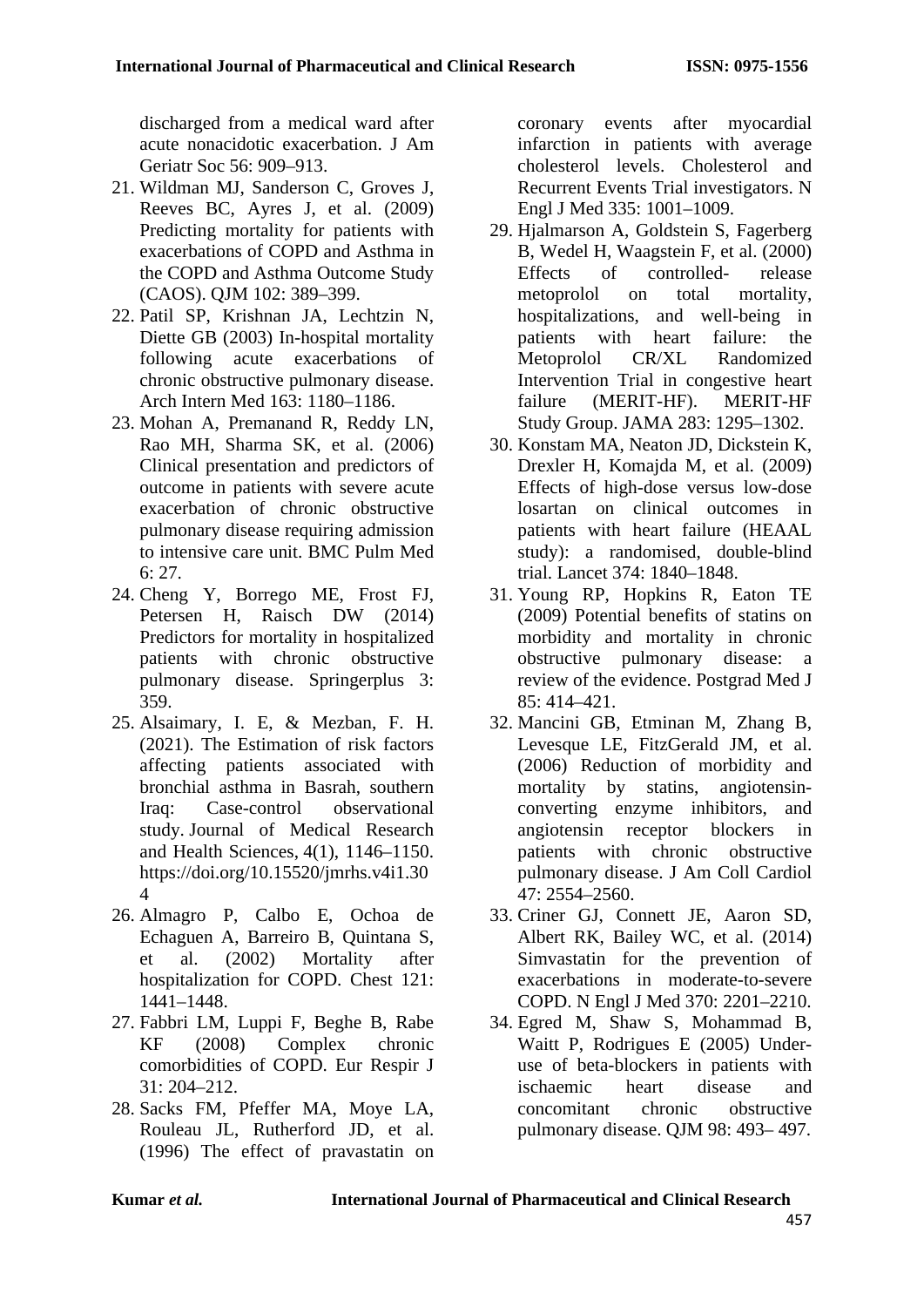discharged from a medical ward after acute nonacidotic exacerbation. J Am Geriatr Soc 56: 909–913.

21. Wildman MJ, Sanderson C, Groves J, Reeves BC, Ayres J, et al. (2009) Predicting mortality for patients with exacerbations of COPD and Asthma in the COPD and Asthma Outcome Study (CAOS). QJM 102: 389–399.
22. Patil SP, Krishnan JA, Lechtzin N, Diette GB (2003) In-hospital mortality following acute exacerbations of chronic obstructive pulmonary disease. Arch Intern Med 163: 1180–1186.
23. Mohan A, Premanand R, Reddy LN, Rao MH, Sharma SK, et al. (2006) Clinical presentation and predictors of outcome in patients with severe acute exacerbation of chronic obstructive pulmonary disease requiring admission to intensive care unit. BMC Pulm Med 6: 27.
24. Cheng Y, Borrego ME, Frost FJ, Petersen H, Raisch DW (2014) Predictors for mortality in hospitalized patients with chronic obstructive pulmonary disease. Springerplus 3: 359.
25. Alsaimary, I. E, & Mezban, F. H. (2021). The Estimation of risk factors affecting patients associated with bronchial asthma in Basrah, southern Iraq: Case-control observational study. Journal of Medical Research and Health Sciences, 4(1), 1146–1150. https://doi.org/10.15520/jmrhs.v4i1.304
26. Almagro P, Calbo E, Ochoa de Echaguen A, Barreiro B, Quintana S, et al. (2002) Mortality after hospitalization for COPD. Chest 121: 1441–1448.
27. Fabbri LM, Luppi F, Beghe B, Rabe KF (2008) Complex chronic comorbidities of COPD. Eur Respir J 31: 204–212.
28. Sacks FM, Pfeffer MA, Moye LA, Rouleau JL, Rutherford JD, et al. (1996) The effect of pravastatin on coronary events after myocardial infarction in patients with average cholesterol levels. Cholesterol and Recurrent Events Trial investigators. N Engl J Med 335: 1001–1009.
29. Hjalmarson A, Goldstein S, Fagerberg B, Wedel H, Waagstein F, et al. (2000) Effects of controlled- release metoprolol on total mortality, hospitalizations, and well-being in patients with heart failure: the Metoprolol CR/XL Randomized Intervention Trial in congestive heart failure (MERIT-HF). MERIT-HF Study Group. JAMA 283: 1295–1302.
30. Konstam MA, Neaton JD, Dickstein K, Drexler H, Komajda M, et al. (2009) Effects of high-dose versus low-dose losartan on clinical outcomes in patients with heart failure (HEAAL study): a randomised, double-blind trial. Lancet 374: 1840–1848.
31. Young RP, Hopkins R, Eaton TE (2009) Potential benefits of statins on morbidity and mortality in chronic obstructive pulmonary disease: a review of the evidence. Postgrad Med J 85: 414–421.
32. Mancini GB, Etminan M, Zhang B, Levesque LE, FitzGerald JM, et al. (2006) Reduction of morbidity and mortality by statins, angiotensin-converting enzyme inhibitors, and angiotensin receptor blockers in patients with chronic obstructive pulmonary disease. J Am Coll Cardiol 47: 2554–2560.
33. Criner GJ, Connett JE, Aaron SD, Albert RK, Bailey WC, et al. (2014) Simvastatin for the prevention of exacerbations in moderate-to-severe COPD. N Engl J Med 370: 2201–2210.
34. Egred M, Shaw S, Mohammad B, Waitt P, Rodrigues E (2005) Under-use of beta-blockers in patients with ischaemic heart disease and concomitant chronic obstructive pulmonary disease. QJM 98: 493– 497.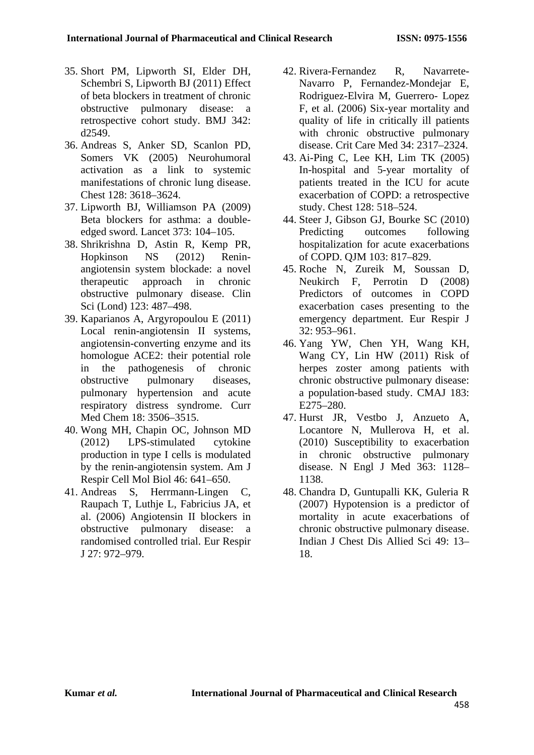35. Short PM, Lipworth SI, Elder DH, Schembri S, Lipworth BJ (2011) Effect of beta blockers in treatment of chronic obstructive pulmonary disease: a retrospective cohort study. BMJ 342: d2549.
36. Andreas S, Anker SD, Scanlon PD, Somers VK (2005) Neurohumoral activation as a link to systemic manifestations of chronic lung disease. Chest 128: 3618–3624.
37. Lipworth BJ, Williamson PA (2009) Beta blockers for asthma: a double-edged sword. Lancet 373: 104–105.
38. Shrikrishna D, Astin R, Kemp PR, Hopkinson NS (2012) Renin-angiotensin system blockade: a novel therapeutic approach in chronic obstructive pulmonary disease. Clin Sci (Lond) 123: 487–498.
39. Kaparianos A, Argyropoulou E (2011) Local renin-angiotensin II systems, angiotensin-converting enzyme and its homologue ACE2: their potential role in the pathogenesis of chronic obstructive pulmonary diseases, pulmonary hypertension and acute respiratory distress syndrome. Curr Med Chem 18: 3506–3515.
40. Wong MH, Chapin OC, Johnson MD (2012) LPS-stimulated cytokine production in type I cells is modulated by the renin-angiotensin system. Am J Respir Cell Mol Biol 46: 641–650.
41. Andreas S, Herrmann-Lingen C, Raupach T, Luthje L, Fabricius JA, et al. (2006) Angiotensin II blockers in obstructive pulmonary disease: a randomised controlled trial. Eur Respir J 27: 972–979.
42. Rivera-Fernandez R, Navarrete-Navarro P, Fernandez-Mondejar E, Rodriguez-Elvira M, Guerrero- Lopez F, et al. (2006) Six-year mortality and quality of life in critically ill patients with chronic obstructive pulmonary disease. Crit Care Med 34: 2317–2324.
43. Ai-Ping C, Lee KH, Lim TK (2005) In-hospital and 5-year mortality of patients treated in the ICU for acute exacerbation of COPD: a retrospective study. Chest 128: 518–524.
44. Steer J, Gibson GJ, Bourke SC (2010) Predicting outcomes following hospitalization for acute exacerbations of COPD. QJM 103: 817–829.
45. Roche N, Zureik M, Soussan D, Neukirch F, Perrotin D (2008) Predictors of outcomes in COPD exacerbation cases presenting to the emergency department. Eur Respir J 32: 953–961.
46. Yang YW, Chen YH, Wang KH, Wang CY, Lin HW (2011) Risk of herpes zoster among patients with chronic obstructive pulmonary disease: a population-based study. CMAJ 183: E275–280.
47. Hurst JR, Vestbo J, Anzueto A, Locantore N, Mullerova H, et al. (2010) Susceptibility to exacerbation in chronic obstructive pulmonary disease. N Engl J Med 363: 1128–1138.
48. Chandra D, Guntupalli KK, Guleria R (2007) Hypotension is a predictor of mortality in acute exacerbations of chronic obstructive pulmonary disease. Indian J Chest Dis Allied Sci 49: 13–18.